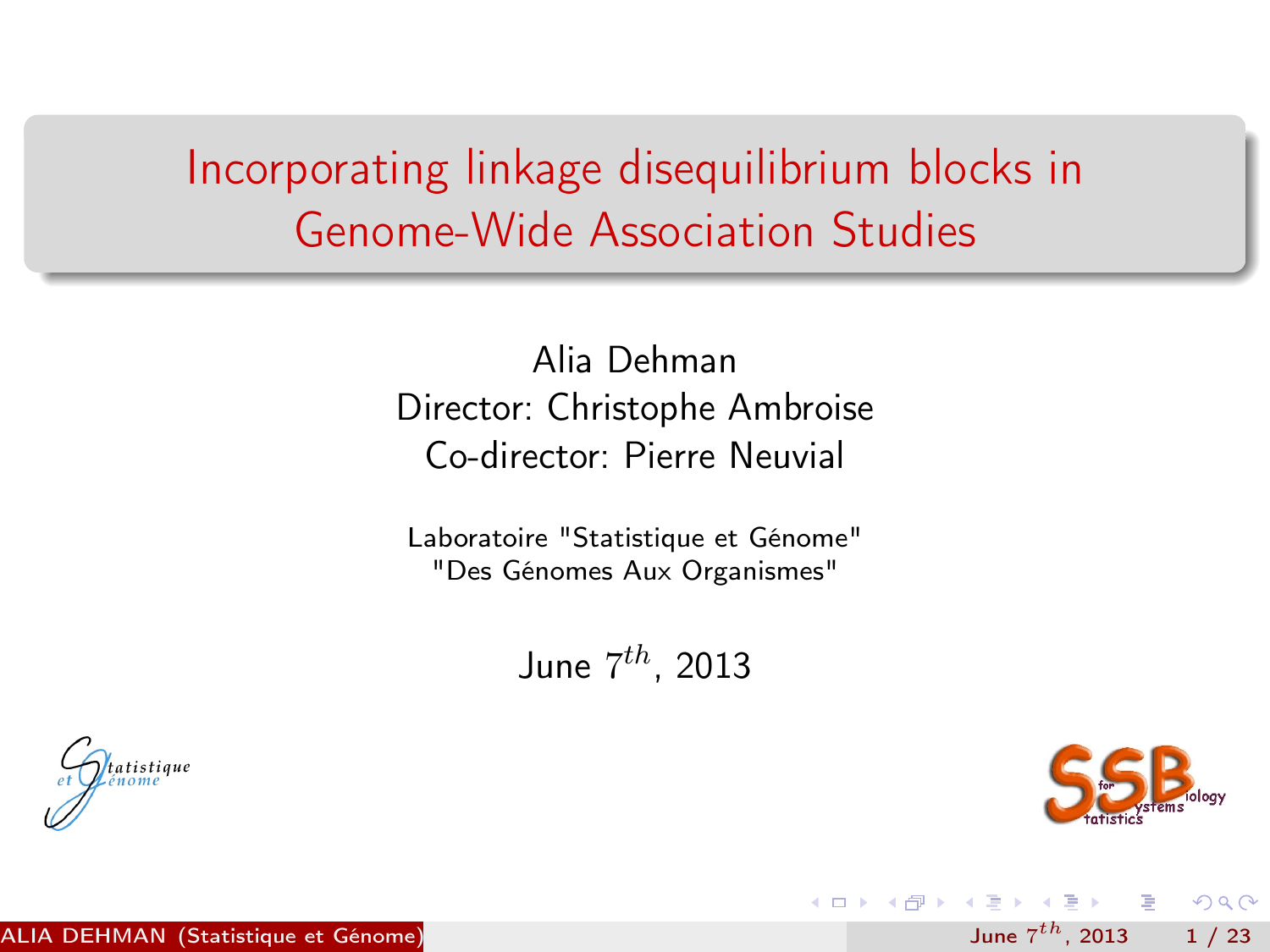# Incorporating linkage disequilibrium blocks in Genome-Wide Association Studies

Alia Dehman
Director: Christophe Ambroise
Co-director: Pierre Neuvial

Laboratoire "Statistique et Génome"
"Des Génomes Aux Organismes"

June $7^{th}$, 2013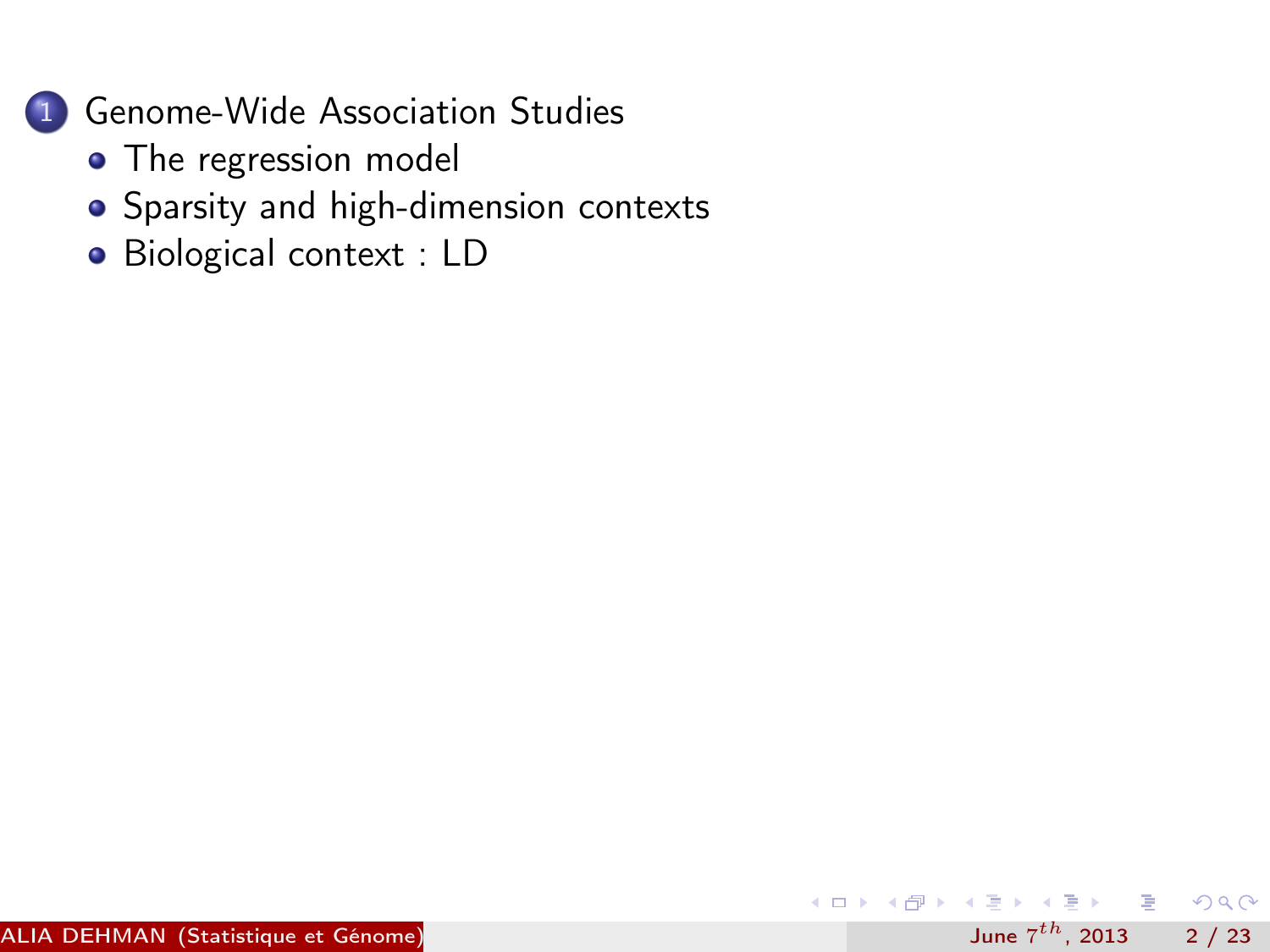1. Genome-Wide Association Studies
   - The regression model
   - Sparsity and high-dimension contexts
   - Biological context : LD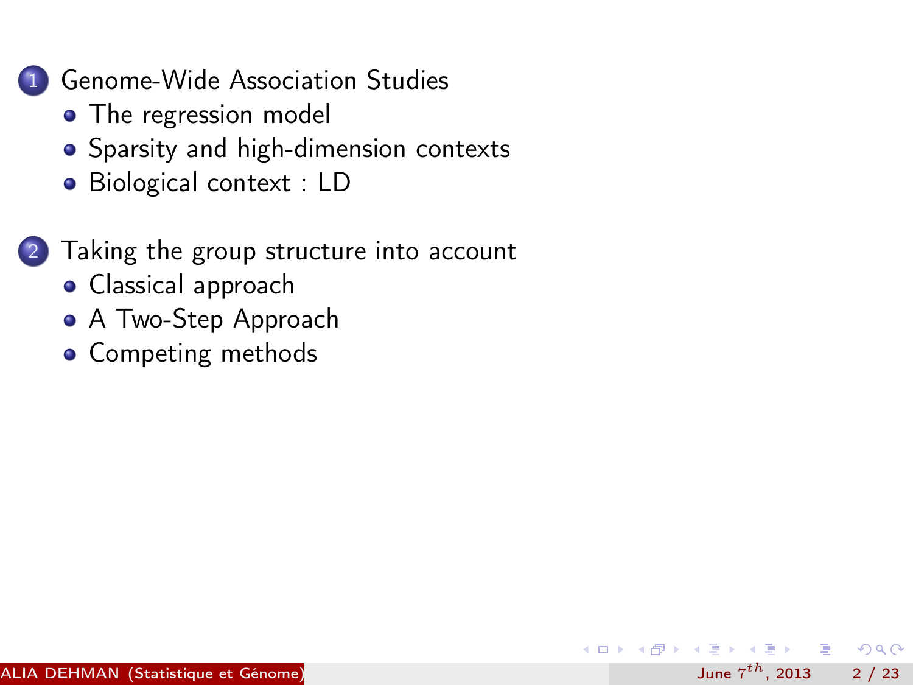1. Genome-Wide Association Studies
   - The regression model
   - Sparsity and high-dimension contexts
   - Biological context : LD

2. Taking the group structure into account
   - Classical approach
   - A Two-Step Approach
   - Competing methods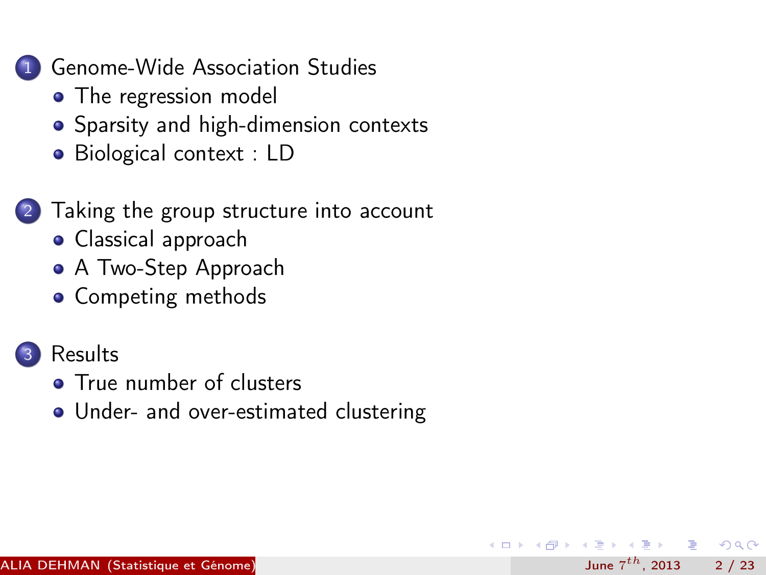1. Genome-Wide Association Studies
   - The regression model
   - Sparsity and high-dimension contexts
   - Biological context : LD

2. Taking the group structure into account
   - Classical approach
   - A Two-Step Approach
   - Competing methods

3. Results
   - True number of clusters
   - Under- and over-estimated clustering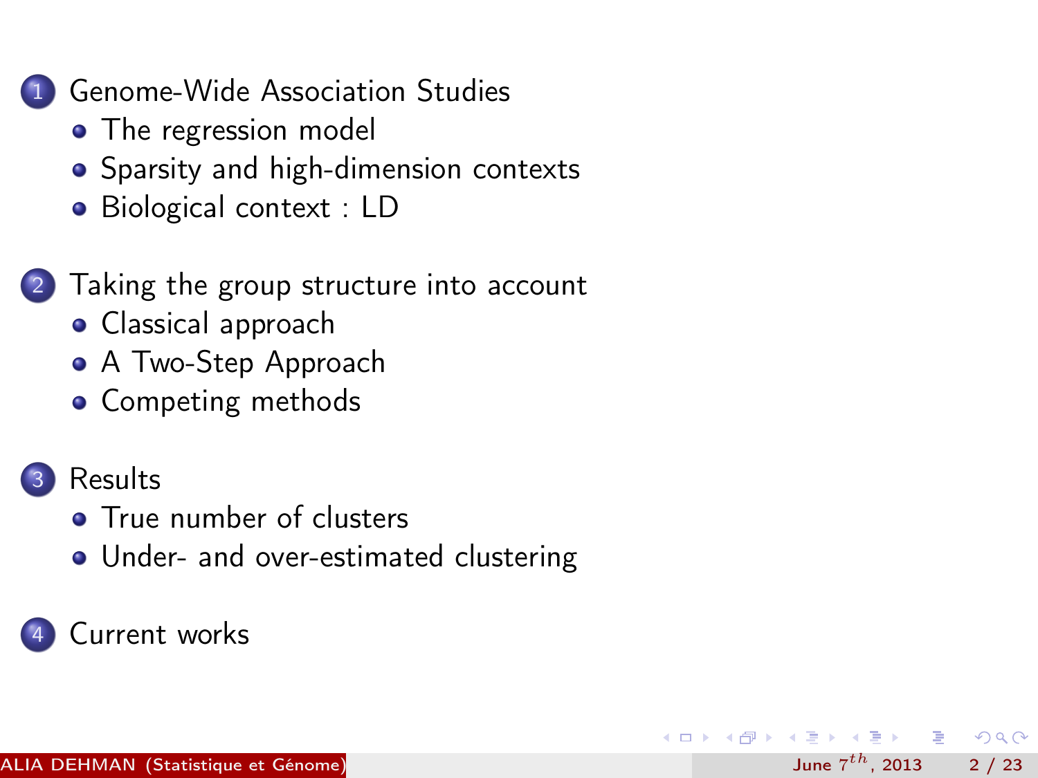1. Genome-Wide Association Studies
   - The regression model
   - Sparsity and high-dimension contexts
   - Biological context : LD

2. Taking the group structure into account
   - Classical approach
   - A Two-Step Approach
   - Competing methods

3. Results
   - True number of clusters
   - Under- and over-estimated clustering

4. Current works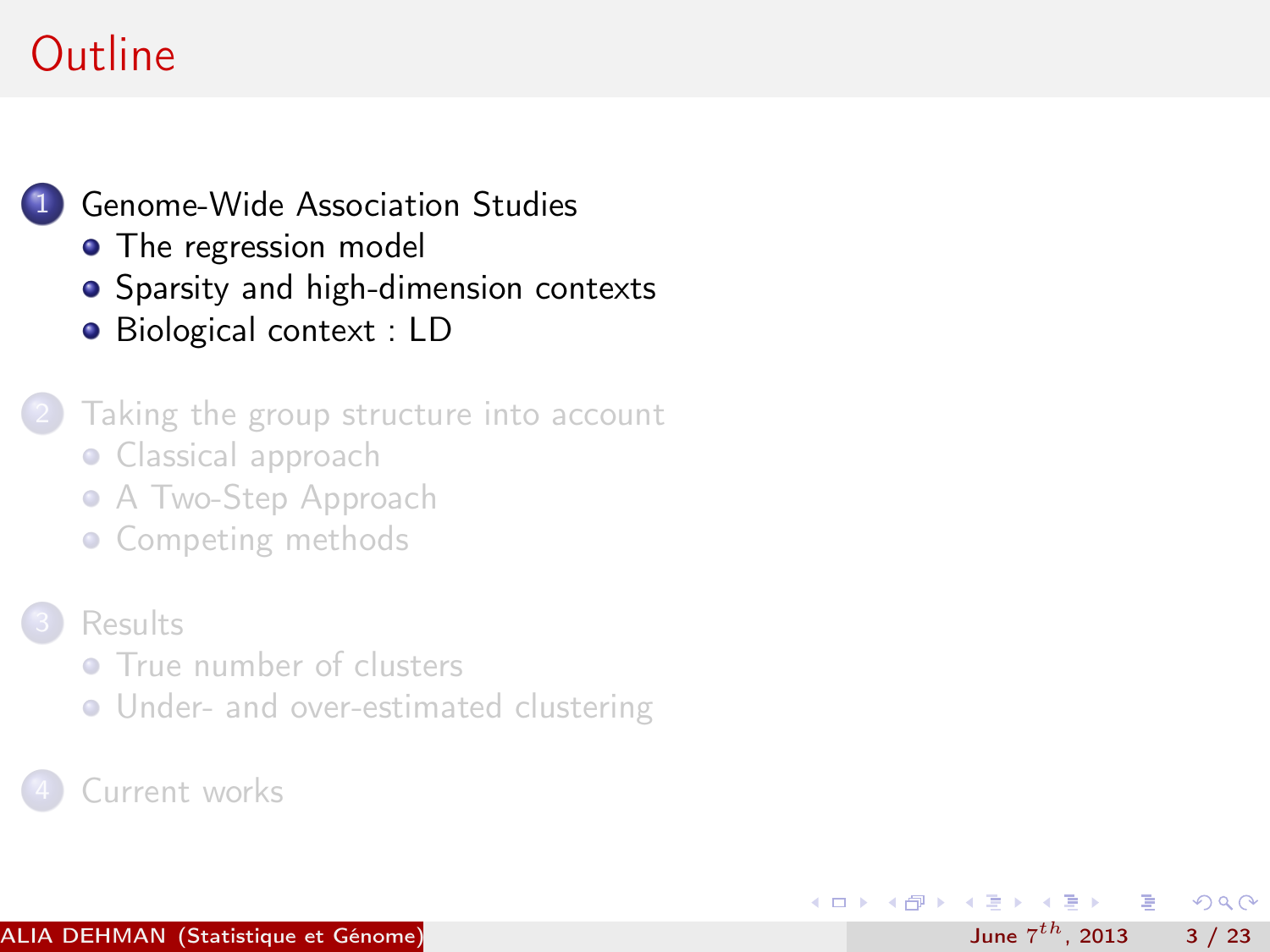# Outline

1. Genome-Wide Association Studies
   - The regression model
   - Sparsity and high-dimension contexts
   - Biological context : LD

2. Taking the group structure into account
   - Classical approach
   - A Two-Step Approach
   - Competing methods

3. Results
   - True number of clusters
   - Under- and over-estimated clustering

4. Current works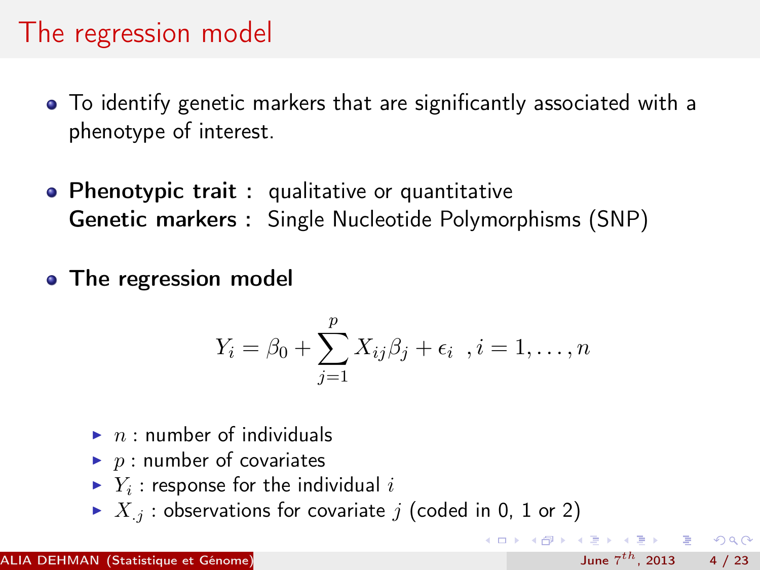# The regression model

- To identify genetic markers that are significantly associated with a phenotype of interest.

- **Phenotypic trait :** qualitative or quantitative
  **Genetic markers :** Single Nucleotide Polymorphisms (SNP)

- **The regression model**

$$Y_i = \beta_0 + \sum_{j=1}^{p} X_{ij}\beta_j + \epsilon_i \ \ , i = 1, \ldots, n$$

  - $n$ : number of individuals
  - $p$ : number of covariates
  - $Y_i$ : response for the individual $i$
  - $X_{.j}$ : observations for covariate $j$ (coded in 0, 1 or 2)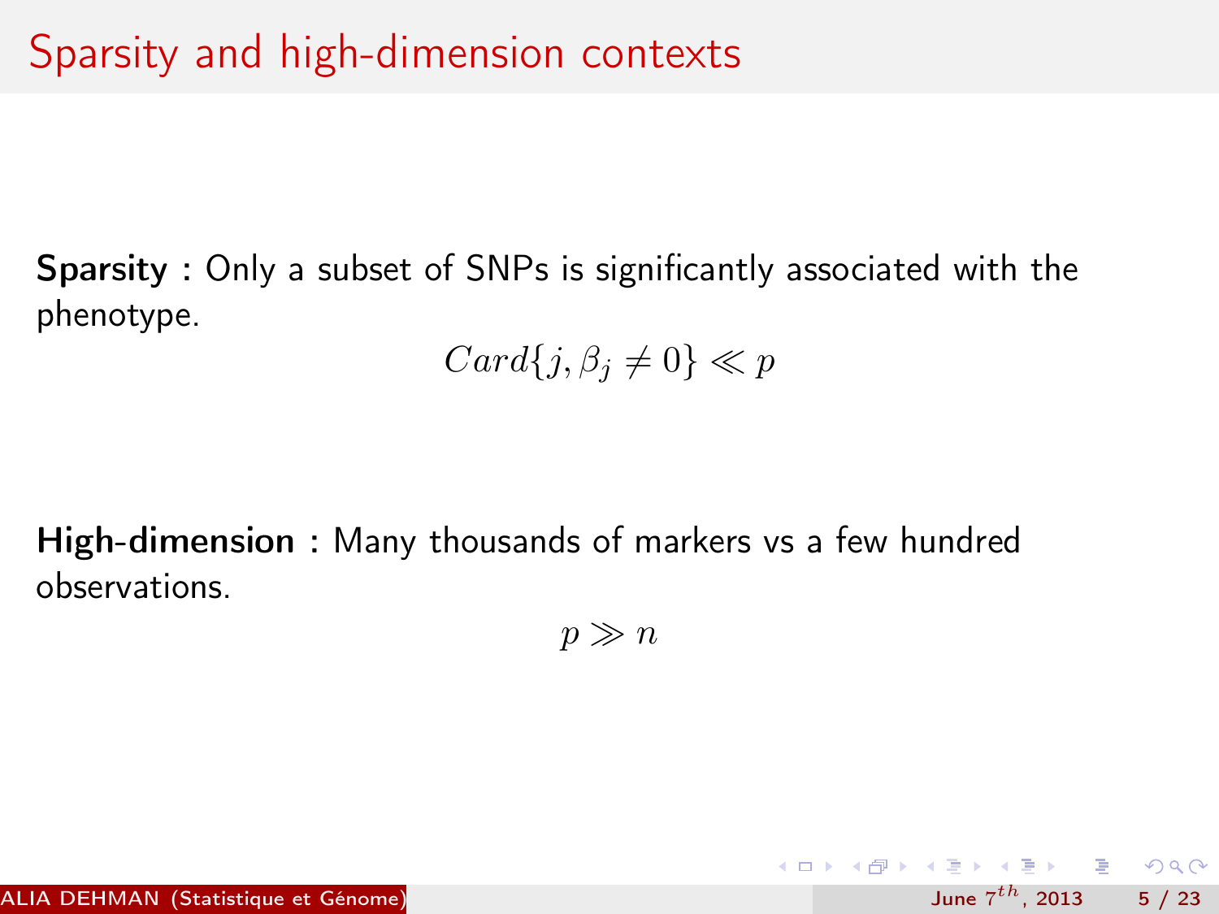# Sparsity and high-dimension contexts

**Sparsity :** Only a subset of SNPs is significantly associated with the phenotype.

$$Card\{j, \beta_j \neq 0\} \ll p$$

**High-dimension :** Many thousands of markers vs a few hundred observations.

$$p \gg n$$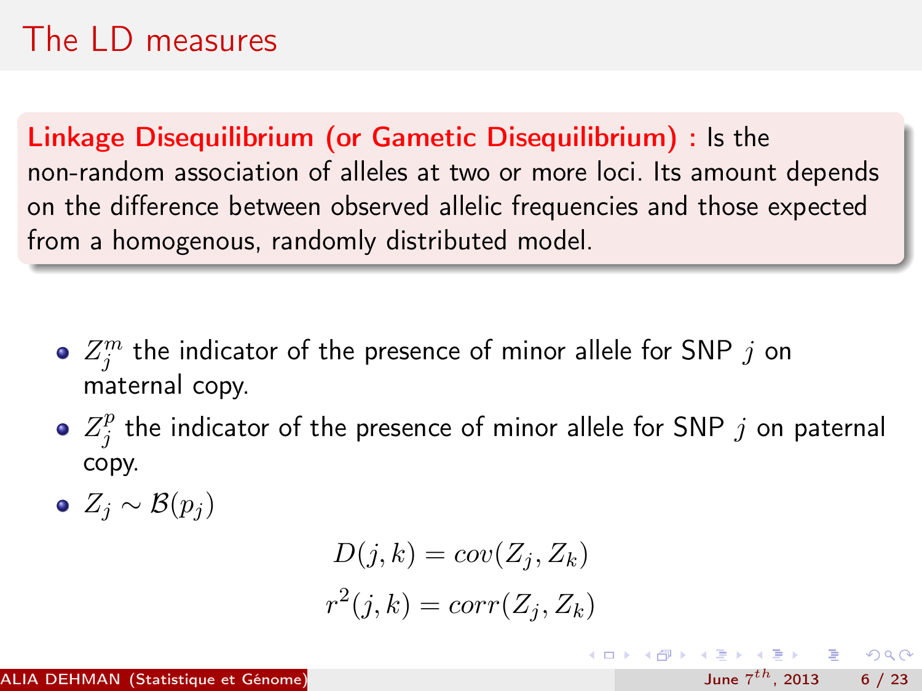# The LD measures

**Linkage Disequilibrium (or Gametic Disequilibrium) :** Is the non-random association of alleles at two or more loci. Its amount depends on the difference between observed allelic frequencies and those expected from a homogenous, randomly distributed model.

- $Z_j^m$ the indicator of the presence of minor allele for SNP $j$ on maternal copy.
- $Z_j^p$ the indicator of the presence of minor allele for SNP $j$ on paternal copy.
- $Z_j \sim \mathcal{B}(p_j)$

$$D(j,k) = cov(Z_j, Z_k)$$

$$r^2(j,k) = corr(Z_j, Z_k)$$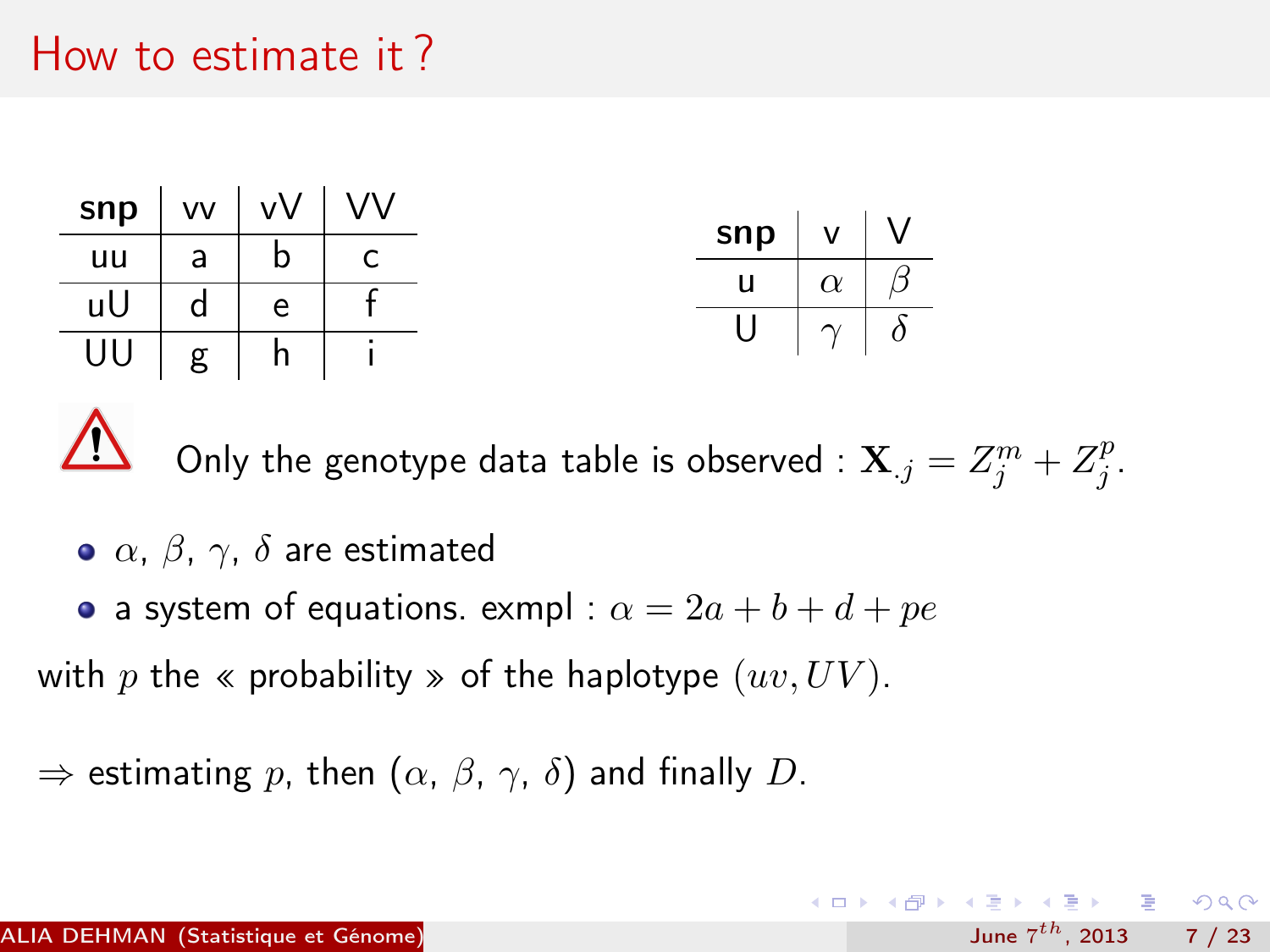# How to estimate it ?

| snp | vv | vV | VV |
|---|---|---|---|
| uu | a | b | c |
| uU | d | e | f |
| UU | g | h | i |

| snp | v | V |
|---|---|---|
| u | $\alpha$ | $\beta$ |
| U | $\gamma$ | $\delta$ |

⚠ Only the genotype data table is observed : $\mathbf{X}_{.j} = Z_j^m + Z_j^p$.

- $\alpha$, $\beta$, $\gamma$, $\delta$ are estimated
- a system of equations. exmpl : $\alpha = 2a + b + d + pe$

with $p$ the « probability » of the haplotype $(uv, UV)$.

$\Rightarrow$ estimating $p$, then ($\alpha$, $\beta$, $\gamma$, $\delta$) and finally $D$.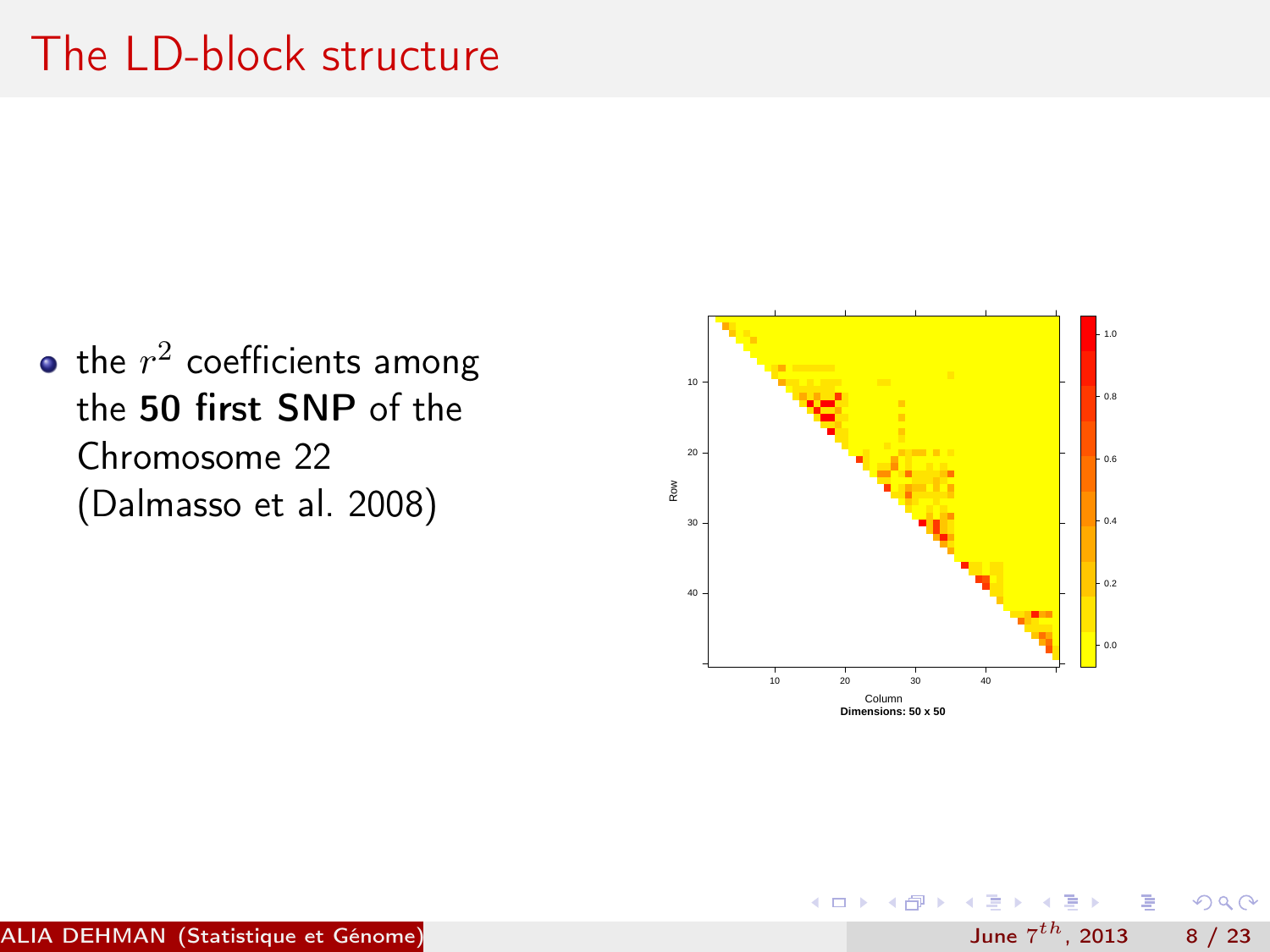# The LD-block structure

- the $r^2$ coefficients among the **50 first SNP** of the Chromosome 22 (Dalmasso et al. 2008)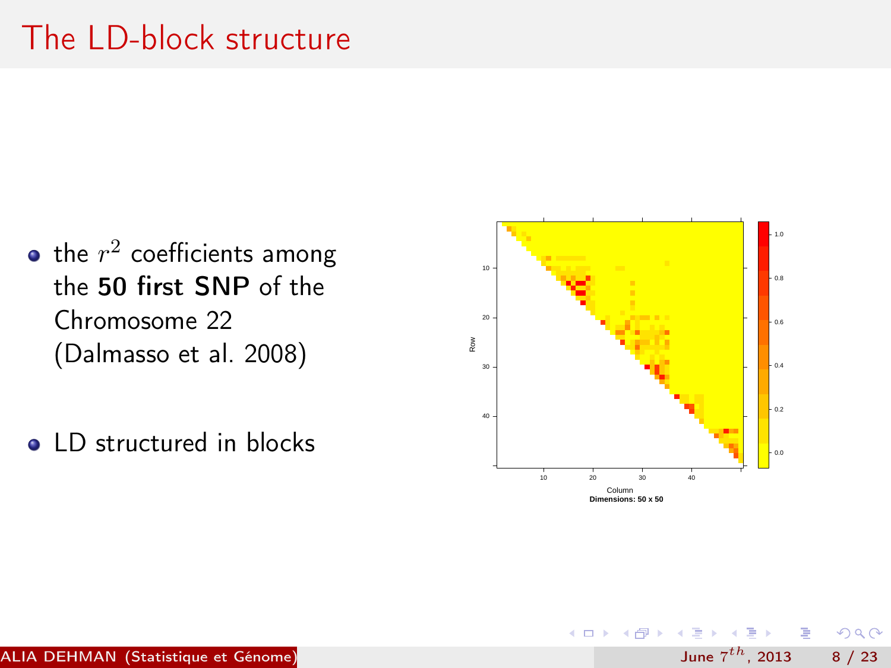# The LD-block structure

- the $r^2$ coefficients among the **50 first SNP** of the Chromosome 22 (Dalmasso et al. 2008)

- LD structured in blocks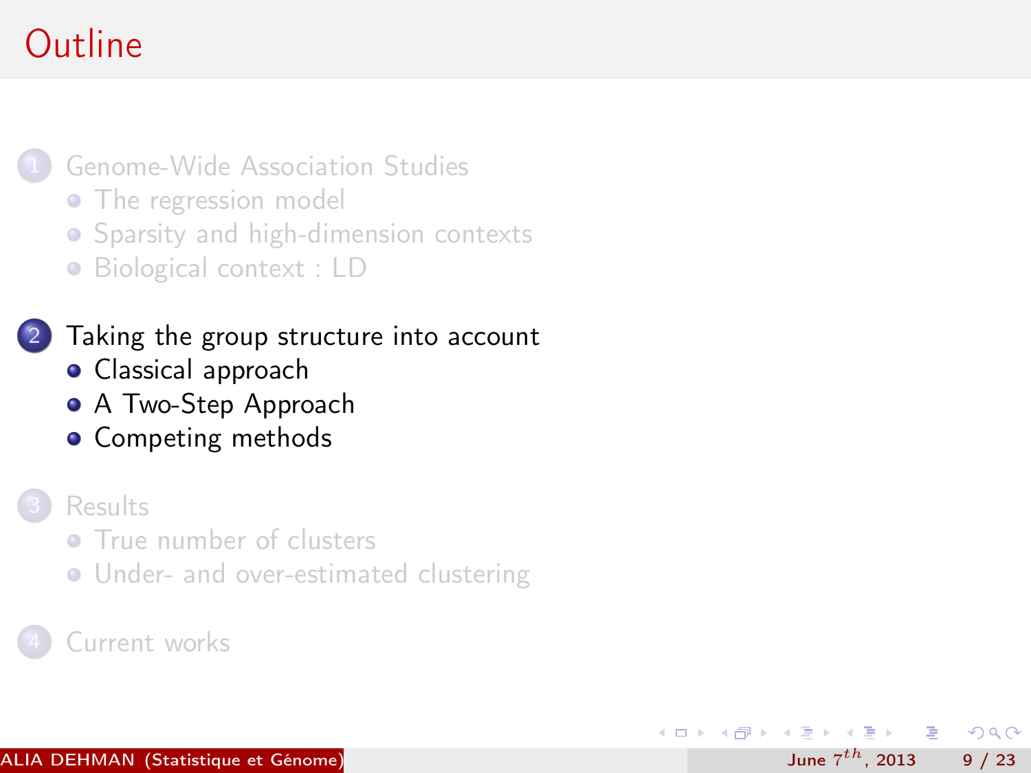# Outline

1. Genome-Wide Association Studies
   - The regression model
   - Sparsity and high-dimension contexts
   - Biological context : LD

2. Taking the group structure into account
   - Classical approach
   - A Two-Step Approach
   - Competing methods

3. Results
   - True number of clusters
   - Under- and over-estimated clustering

4. Current works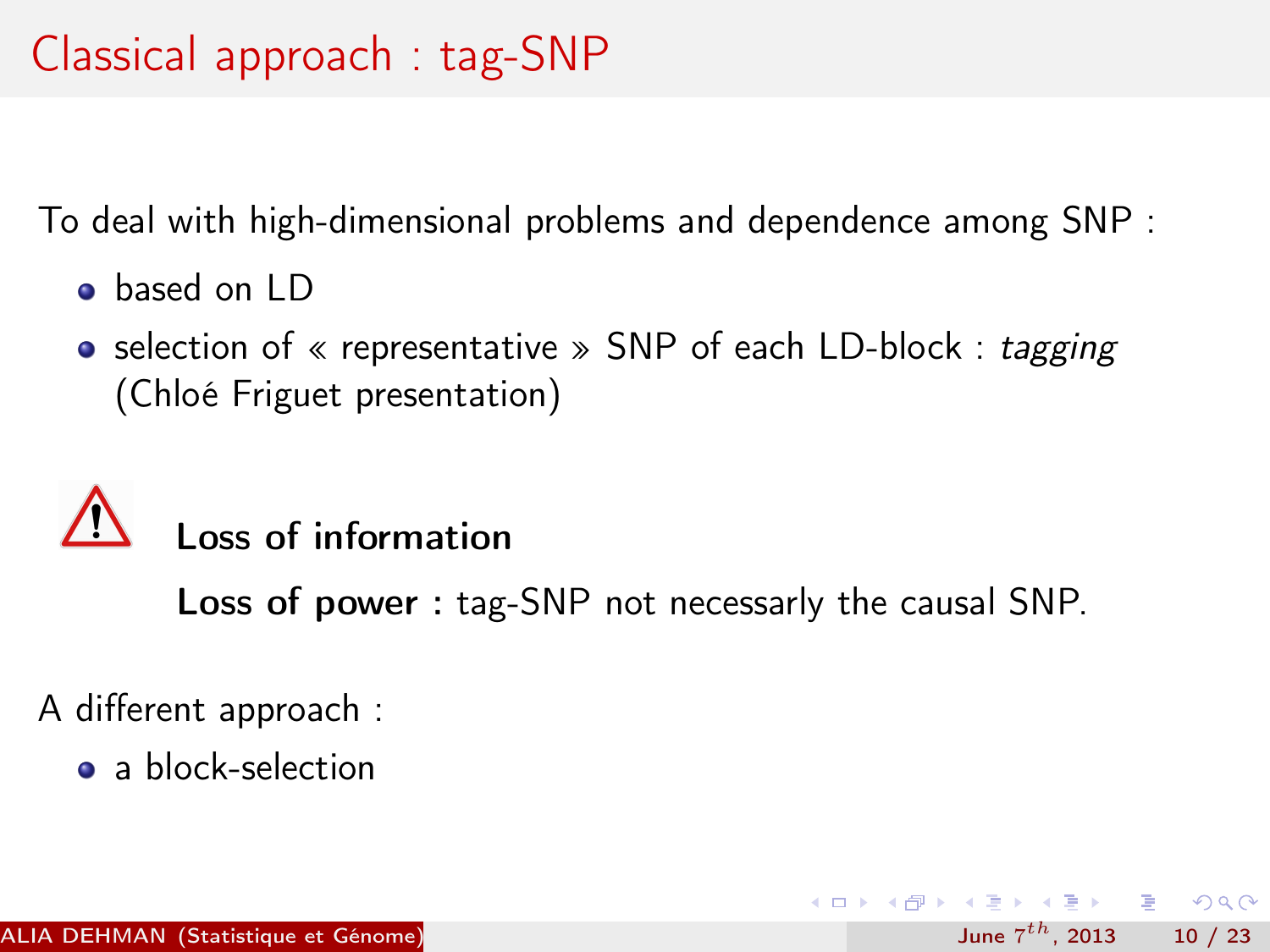# Classical approach : tag-SNP

To deal with high-dimensional problems and dependence among SNP :

- based on LD
- selection of « representative » SNP of each LD-block : *tagging* (Chloé Friguet presentation)

**Loss of information**

**Loss of power :** tag-SNP not necessarly the causal SNP.

A different approach :

- a block-selection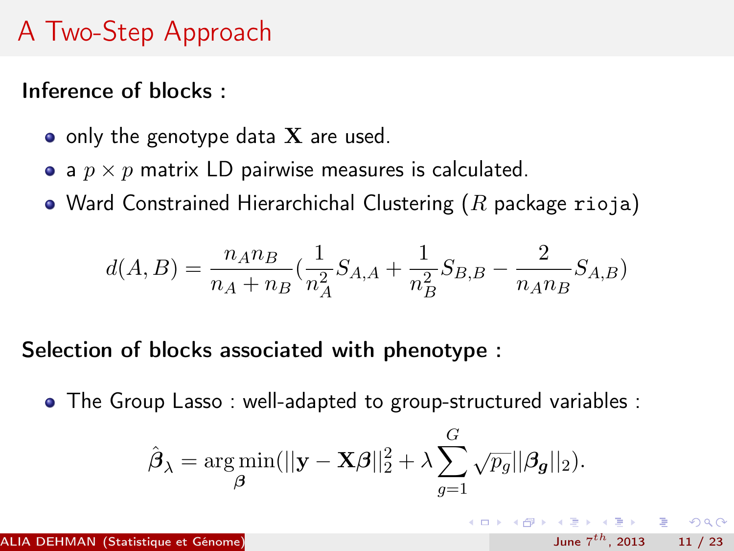# A Two-Step Approach

**Inference of blocks :**

- only the genotype data $\mathbf{X}$ are used.
- a $p \times p$ matrix LD pairwise measures is calculated.
- Ward Constrained Hierarchichal Clustering ($R$ package `rioja`)

$$d(A, B) = \frac{n_A n_B}{n_A + n_B}\left(\frac{1}{n_A^2} S_{A,A} + \frac{1}{n_B^2} S_{B,B} - \frac{2}{n_A n_B} S_{A,B}\right)$$

**Selection of blocks associated with phenotype :**

- The Group Lasso : well-adapted to group-structured variables :

$$\hat{\boldsymbol{\beta}}_\lambda = \arg\min_{\boldsymbol{\beta}} (||\mathbf{y} - \mathbf{X}\boldsymbol{\beta}||_2^2 + \lambda \sum_{g=1}^{G} \sqrt{p_g} ||\boldsymbol{\beta}_{\boldsymbol{g}}||_2).$$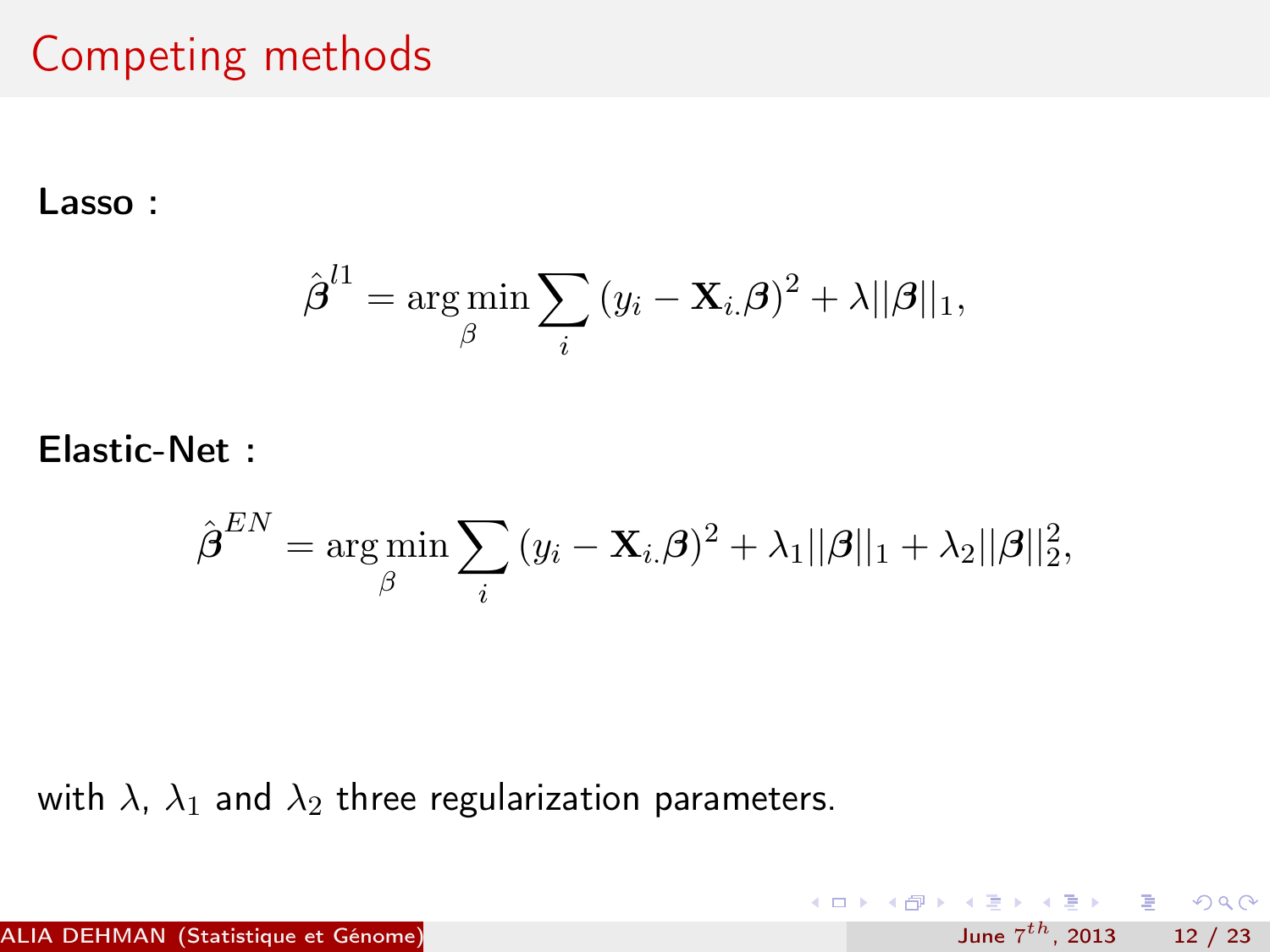# Competing methods

**Lasso :**

$$\hat{\boldsymbol{\beta}}^{l1} = \arg\min_{\beta} \sum_i (y_i - \mathbf{X}_{i.}\boldsymbol{\beta})^2 + \lambda ||\boldsymbol{\beta}||_1,$$

**Elastic-Net :**

$$\hat{\boldsymbol{\beta}}^{EN} = \arg\min_{\beta} \sum_i (y_i - \mathbf{X}_{i.}\boldsymbol{\beta})^2 + \lambda_1 ||\boldsymbol{\beta}||_1 + \lambda_2 ||\boldsymbol{\beta}||_2^2,$$

with $\lambda$, $\lambda_1$ and $\lambda_2$ three regularization parameters.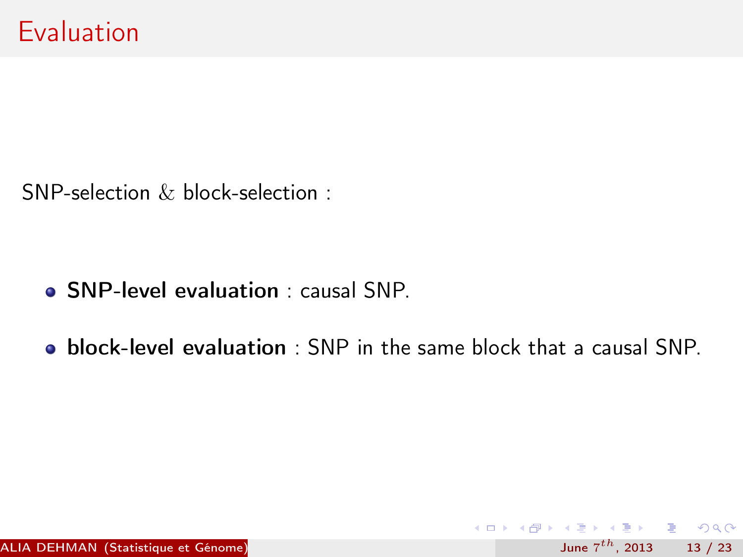# Evaluation

SNP-selection & block-selection :

- **SNP-level evaluation** : causal SNP.
- **block-level evaluation** : SNP in the same block that a causal SNP.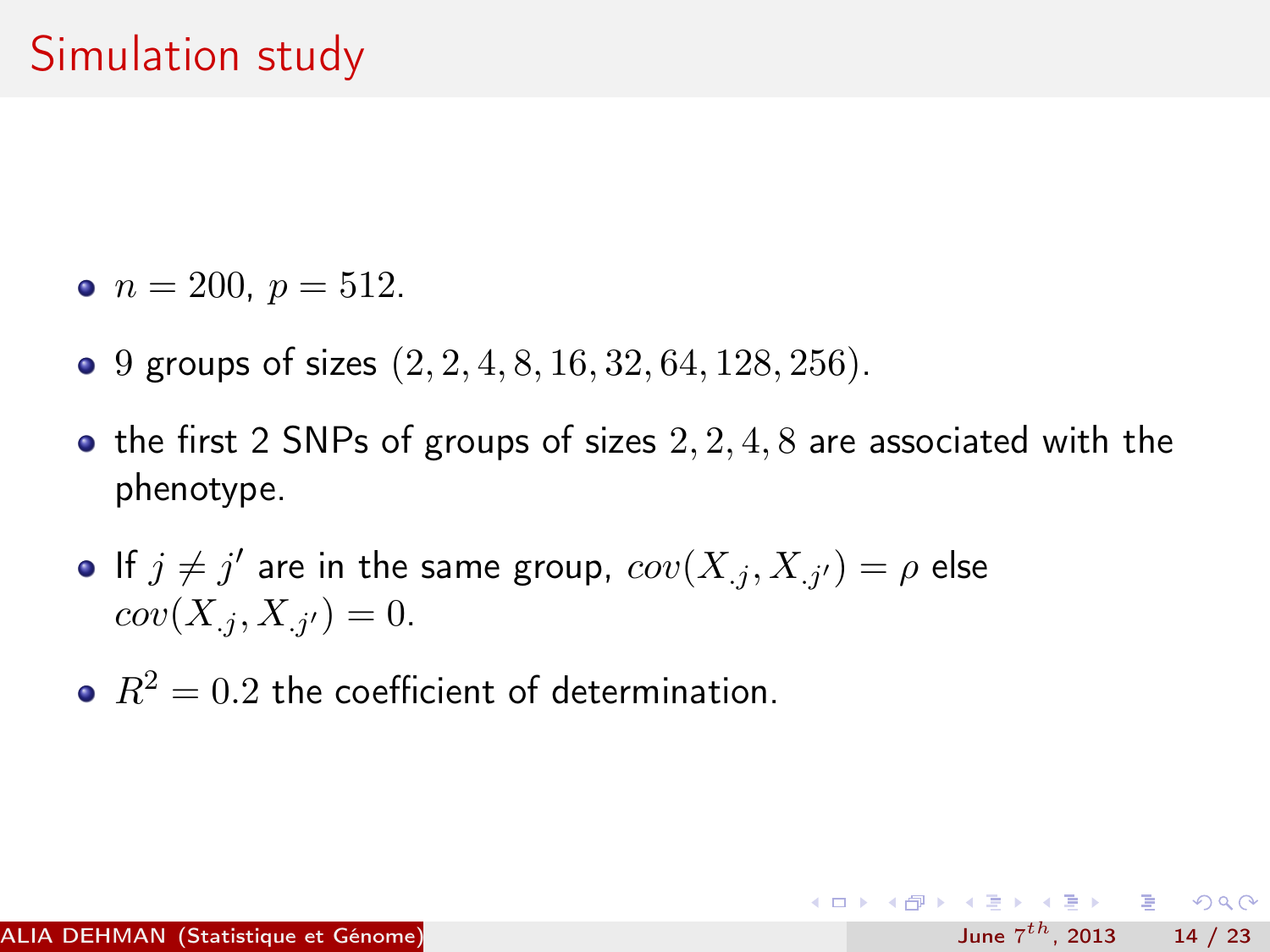# Simulation study

- $n = 200$, $p = 512$.
- $9$ groups of sizes $(2, 2, 4, 8, 16, 32, 64, 128, 256)$.
- the first 2 SNPs of groups of sizes $2, 2, 4, 8$ are associated with the phenotype.
- If $j \neq j'$ are in the same group, $cov(X_{.j}, X_{.j'}) = \rho$ else $cov(X_{.j}, X_{.j'}) = 0$.
- $R^2 = 0.2$ the coefficient of determination.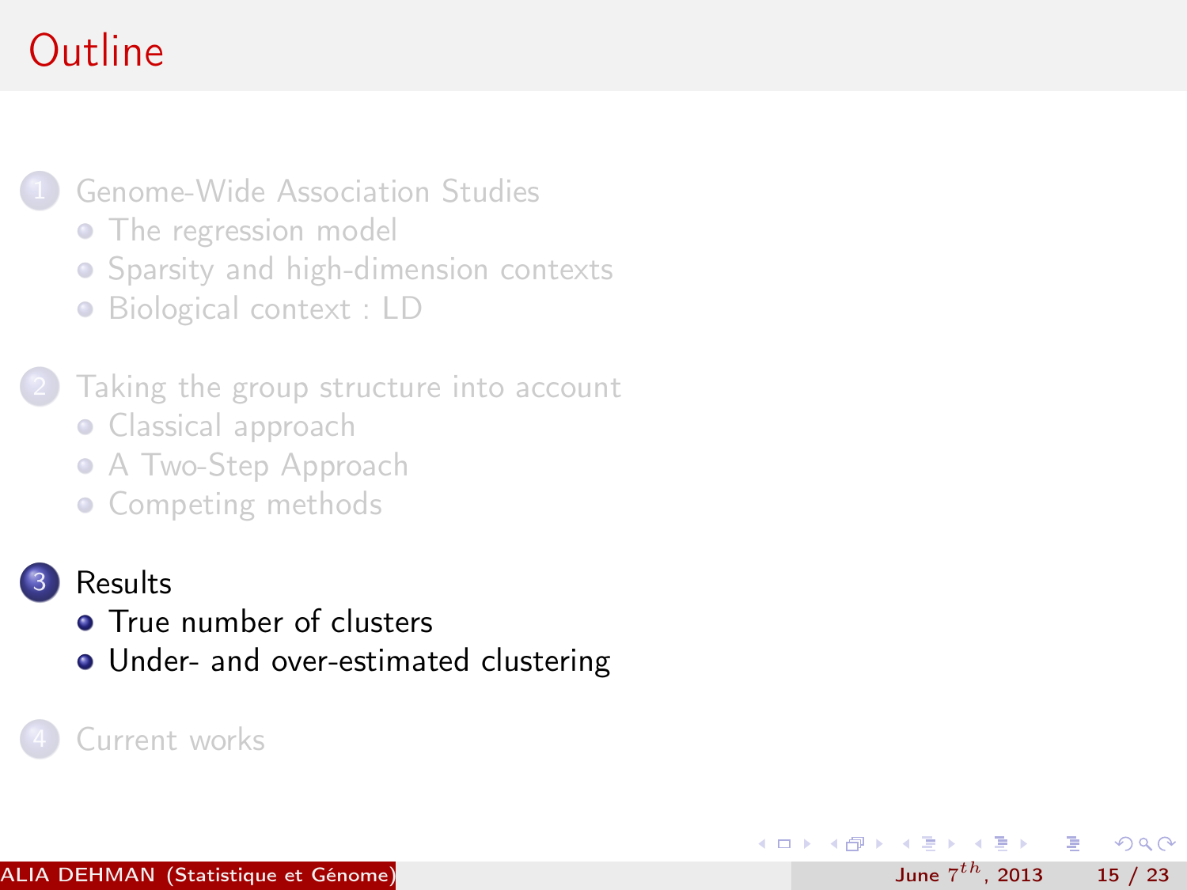# Outline

1. Genome-Wide Association Studies
   - The regression model
   - Sparsity and high-dimension contexts
   - Biological context : LD

2. Taking the group structure into account
   - Classical approach
   - A Two-Step Approach
   - Competing methods

3. Results
   - True number of clusters
   - Under- and over-estimated clustering

4. Current works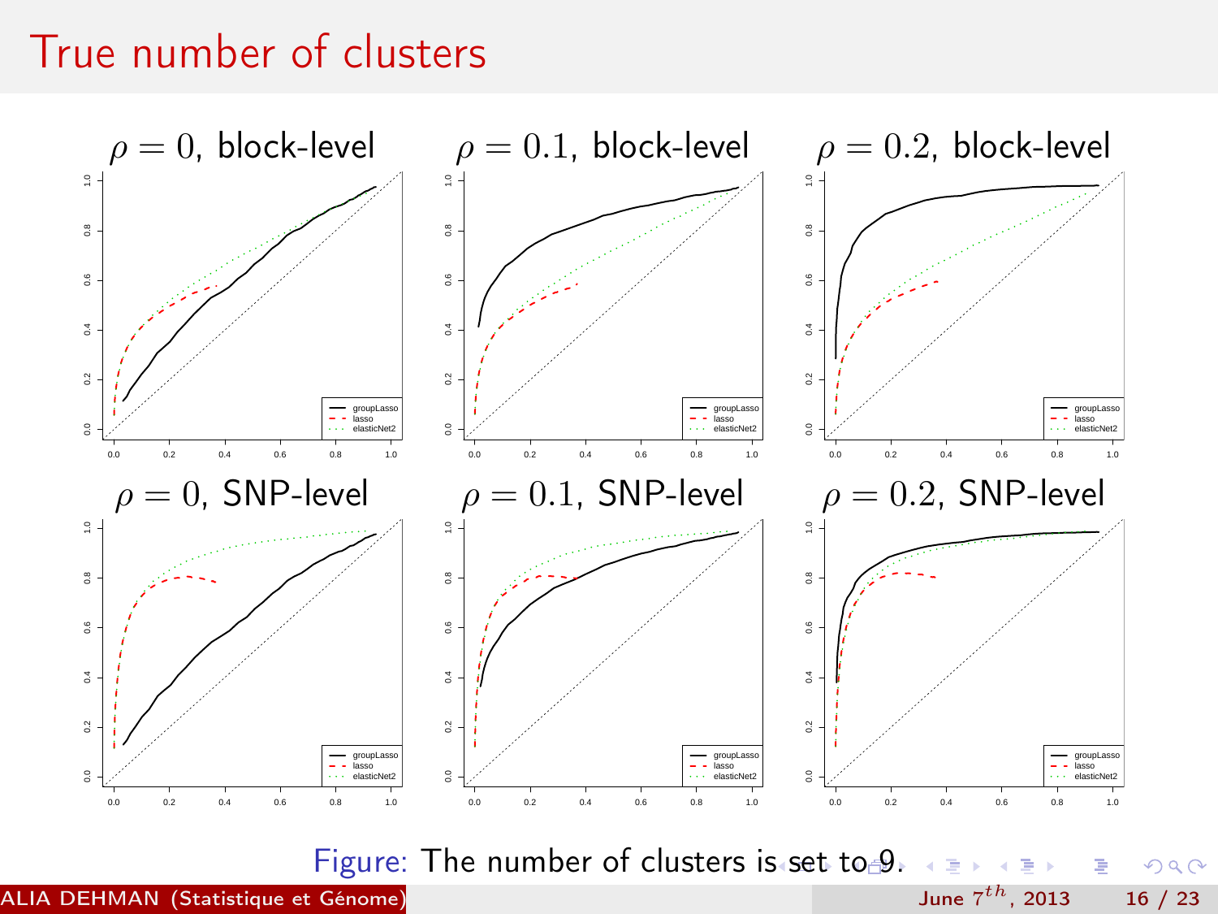# True number of clusters

$\rho = 0$, block-level

$\rho = 0.1$, block-level

$\rho = 0.2$, block-level

$\rho = 0$, SNP-level

$\rho = 0.1$, SNP-level

$\rho = 0.2$, SNP-level

Figure: The number of clusters is set to 9.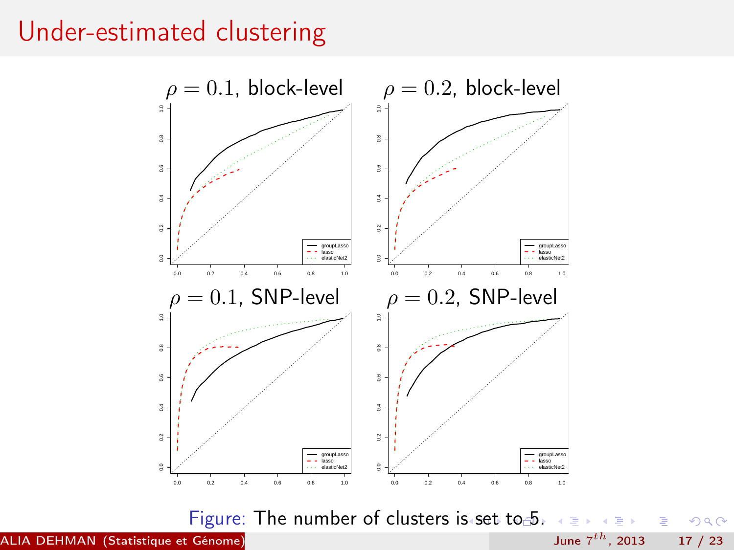# Under-estimated clustering

$\rho = 0.1$, block-level

$\rho = 0.2$, block-level

$\rho = 0.1$, SNP-level

$\rho = 0.2$, SNP-level

Figure: The number of clusters is set to 5.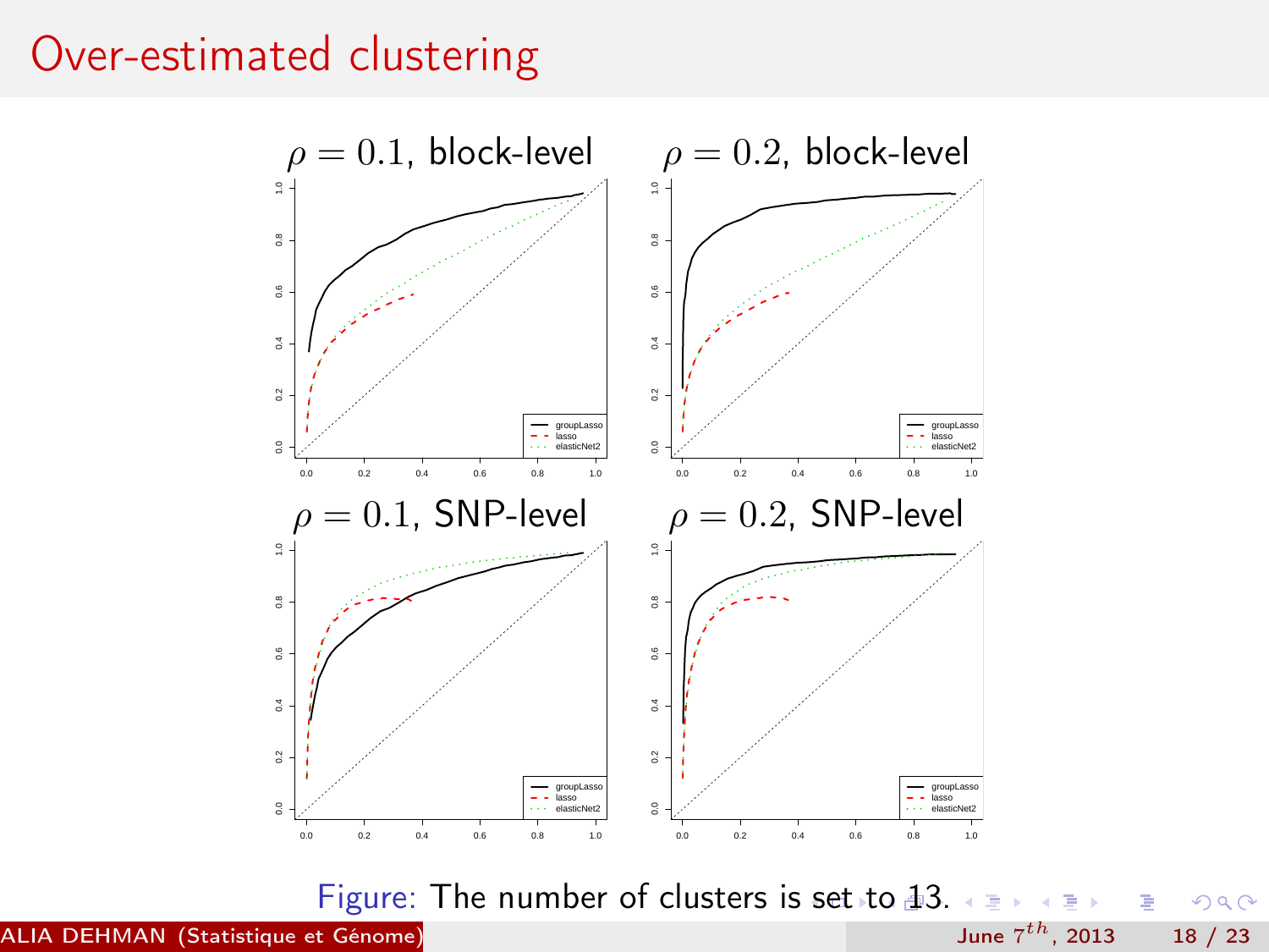# Over-estimated clustering

$\rho = 0.1$, block-level

$\rho = 0.2$, block-level

$\rho = 0.1$, SNP-level

$\rho = 0.2$, SNP-level

Figure: The number of clusters is set to 13.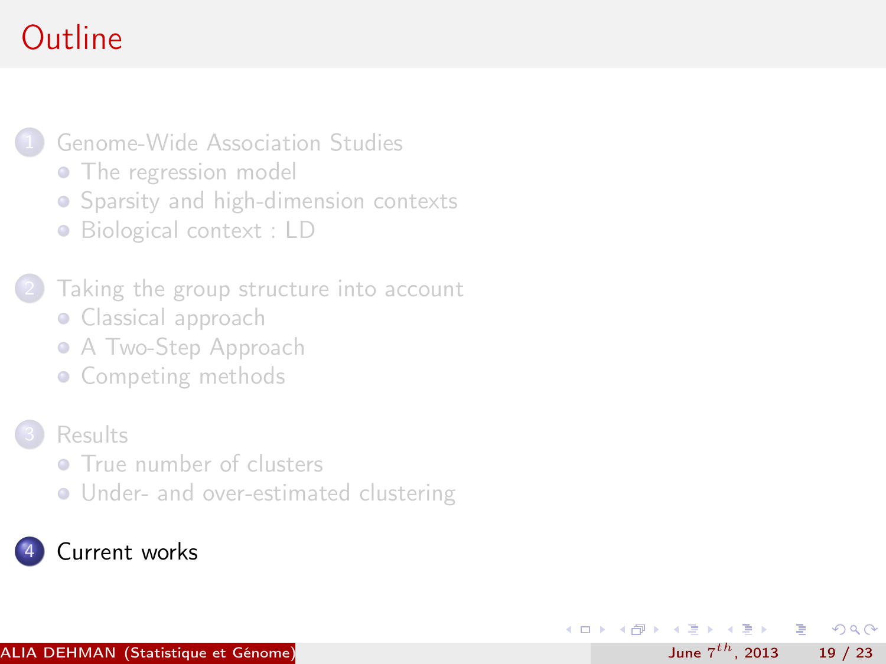# Outline

1. Genome-Wide Association Studies
   - The regression model
   - Sparsity and high-dimension contexts
   - Biological context : LD
2. Taking the group structure into account
   - Classical approach
   - A Two-Step Approach
   - Competing methods
3. Results
   - True number of clusters
   - Under- and over-estimated clustering
4. Current works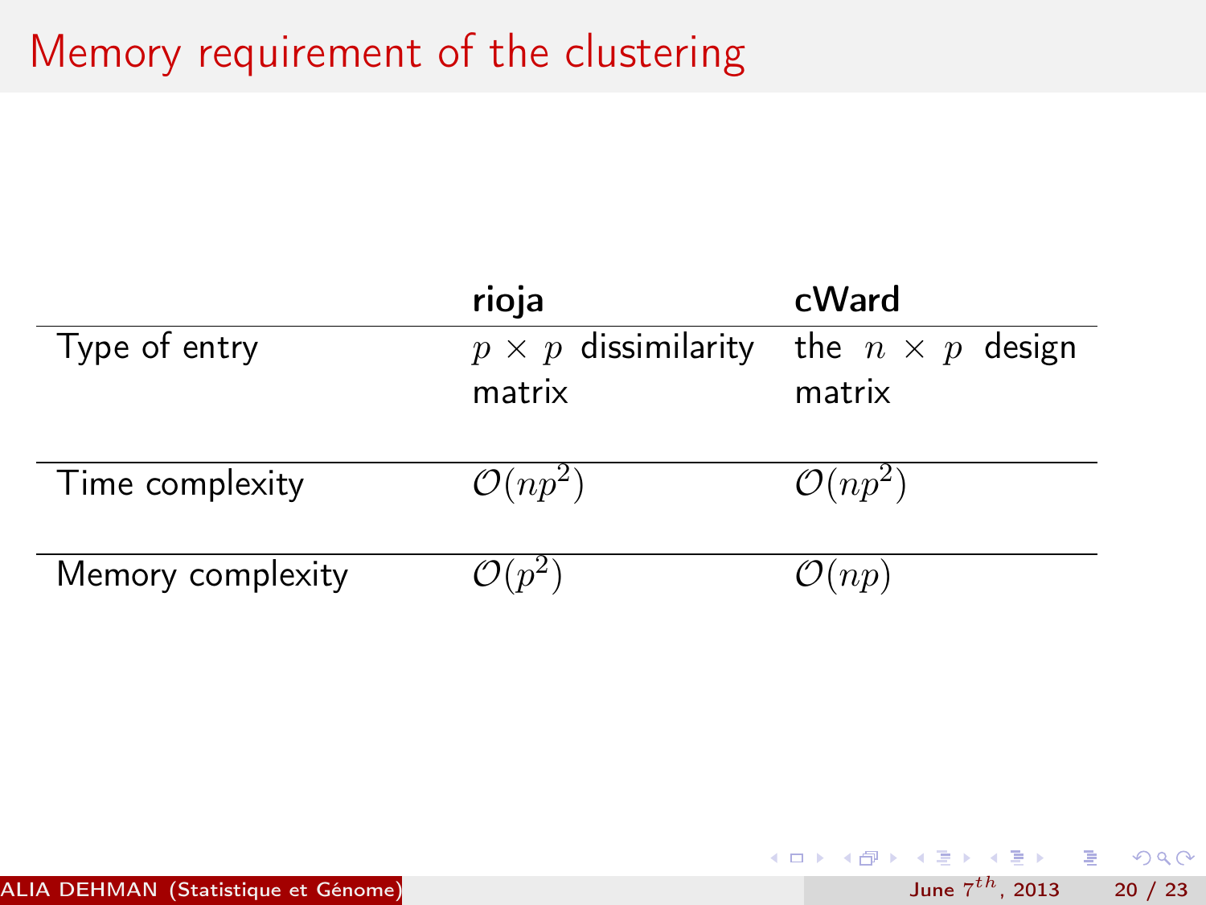# Memory requirement of the clustering

| | **rioja** | **cWard** |
|---|---|---|
| Type of entry | $p \times p$ dissimilarity matrix | the $n \times p$ design matrix |
| Time complexity | $\mathcal{O}(np^2)$ | $\mathcal{O}(np^2)$ |
| Memory complexity | $\mathcal{O}(p^2)$ | $\mathcal{O}(np)$ |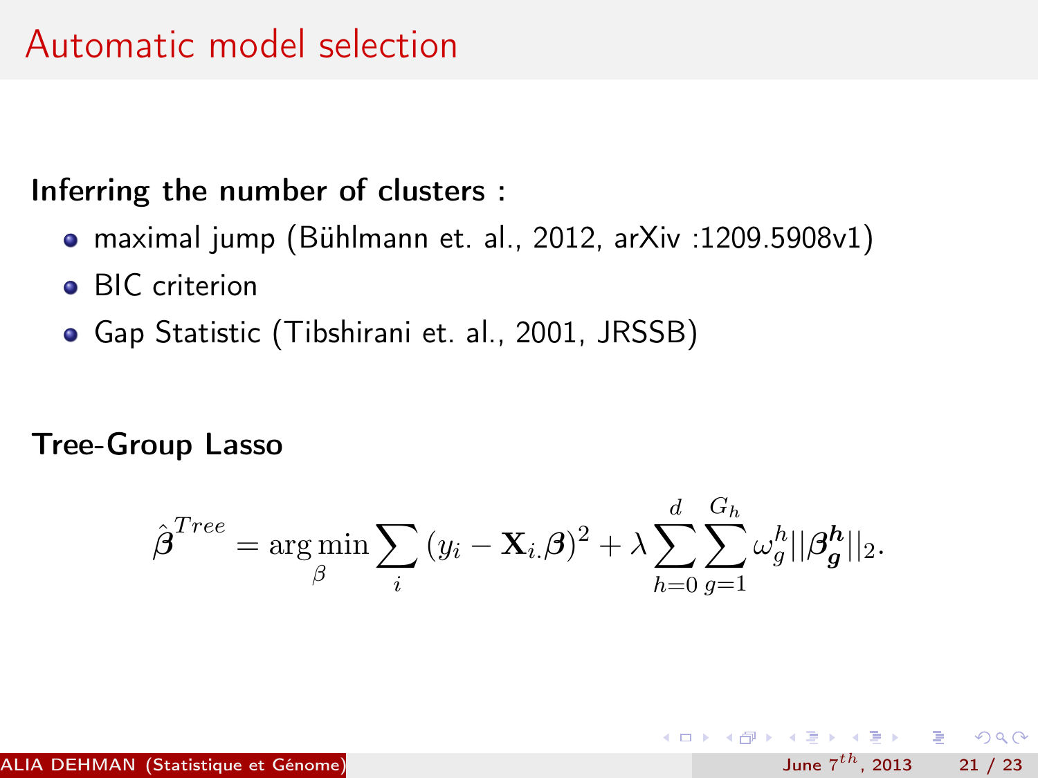# Automatic model selection

**Inferring the number of clusters :**

- maximal jump (Bühlmann et. al., 2012, arXiv :1209.5908v1)
- BIC criterion
- Gap Statistic (Tibshirani et. al., 2001, JRSSB)

**Tree-Group Lasso**

$$\hat{\boldsymbol{\beta}}^{Tree} = \arg\min_{\beta} \sum_{i} (y_i - \mathbf{X}_{i.}\boldsymbol{\beta})^2 + \lambda \sum_{h=0}^{d} \sum_{g=1}^{G_h} \omega_g^h ||\boldsymbol{\beta}_{\boldsymbol{g}}^{\boldsymbol{h}}||_2.$$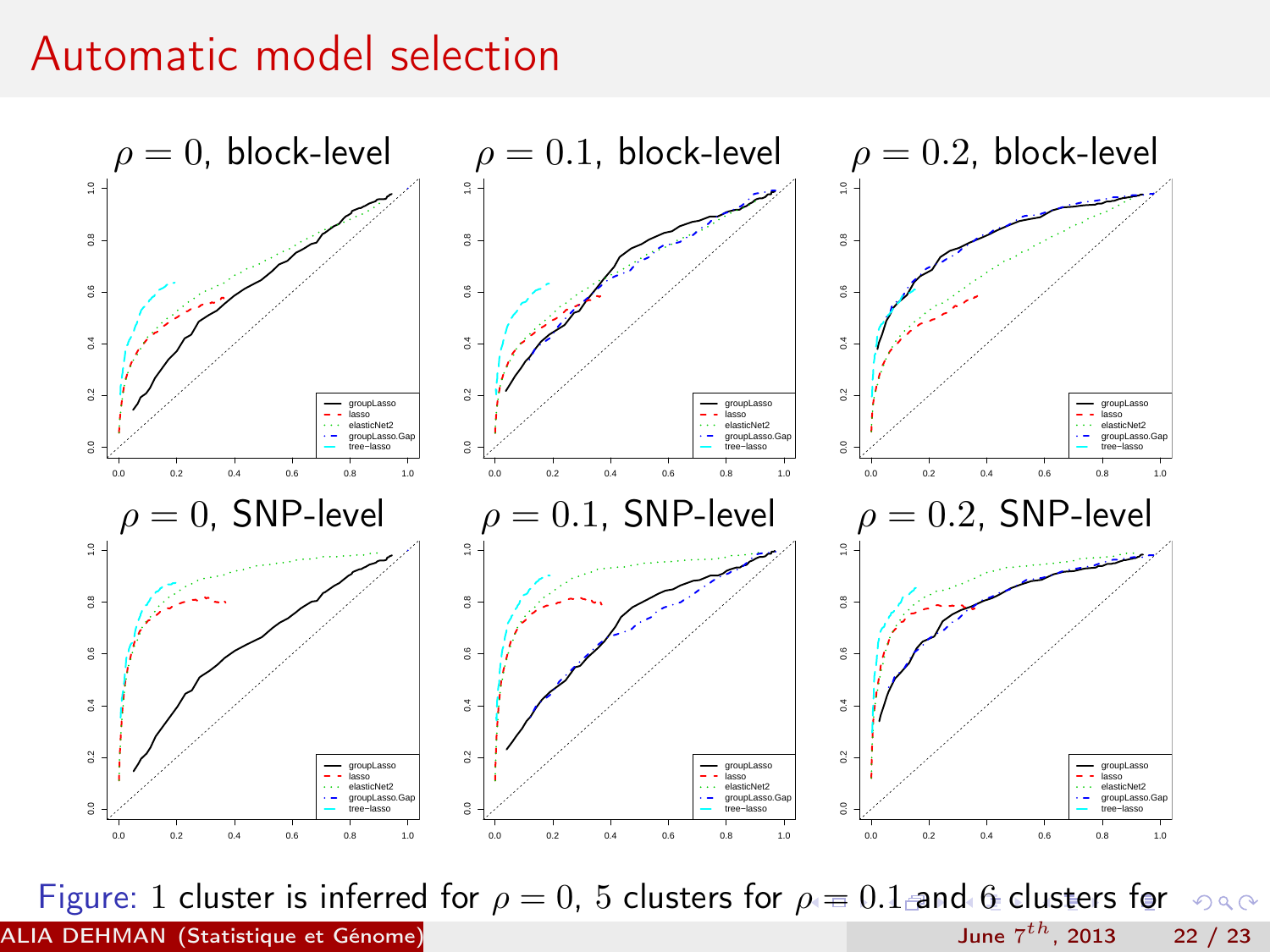# Automatic model selection

$\rho = 0$, block-level

$\rho = 0.1$, block-level

$\rho = 0.2$, block-level

$\rho = 0$, SNP-level

$\rho = 0.1$, SNP-level

$\rho = 0.2$, SNP-level

Legend: groupLasso, lasso, elasticNet2, groupLasso.Gap, tree−lasso

Figure: 1 cluster is inferred for $\rho = 0$, 5 clusters for $\rho = 0.1$ and 6 clusters for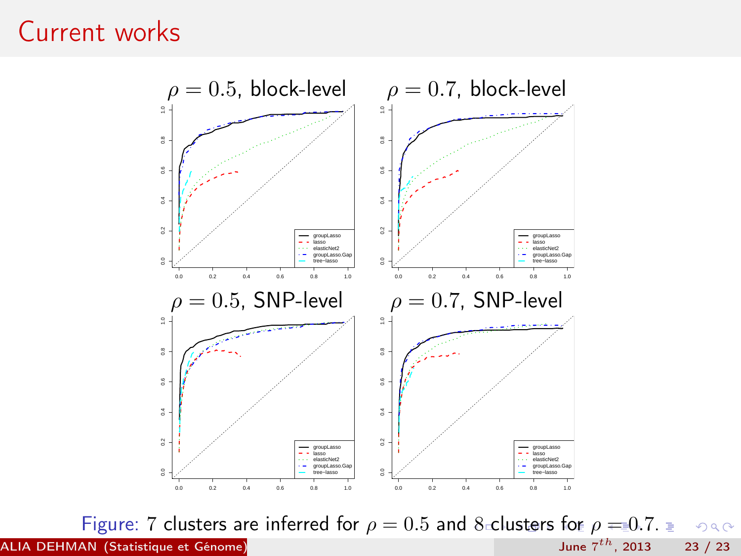# Current works

$\rho = 0.5$, block-level

1.0
0.8
0.6
0.4
0.2
0.0

0.0 0.2 0.4 0.6 0.8 1.0

groupLasso
lasso
elasticNet2
groupLasso.Gap
tree−lasso

$\rho = 0.7$, block-level

1.0
0.8
0.6
0.4
0.2
0.0

0.0 0.2 0.4 0.6 0.8 1.0

groupLasso
lasso
elasticNet2
groupLasso.Gap
tree−lasso

$\rho = 0.5$, SNP-level

1.0
0.8
0.6
0.4
0.2
0.0

0.0 0.2 0.4 0.6 0.8 1.0

groupLasso
lasso
elasticNet2
groupLasso.Gap
tree−lasso

$\rho = 0.7$, SNP-level

1.0
0.8
0.6
0.4
0.2
0.0

0.0 0.2 0.4 0.6 0.8 1.0

groupLasso
lasso
elasticNet2
groupLasso.Gap
tree−lasso

Figure: 7 clusters are inferred for $\rho = 0.5$ and 8 clusters for $\rho = 0.7$.